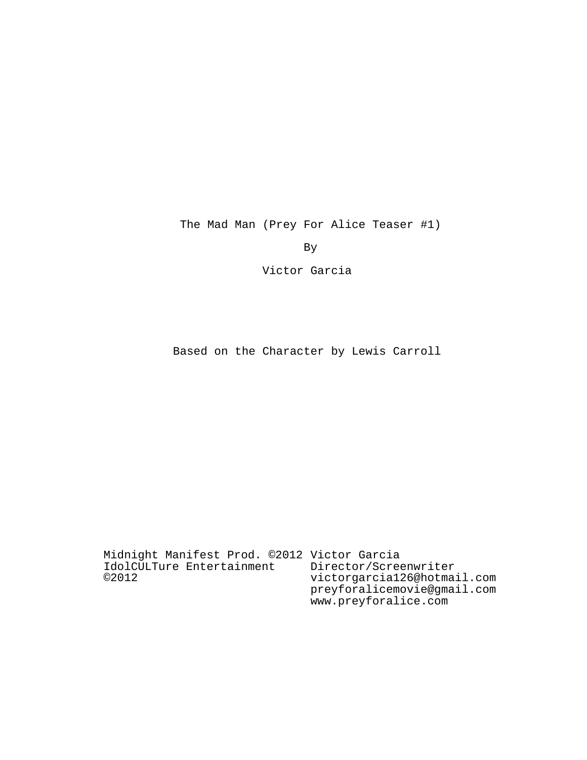# The Mad Man (Prey For Alice Teaser #1)

By

Victor Garcia

Based on the Character by Lewis Carroll

Midnight Manifest Prod. ©2012
IdolCULTure Entertainment ©2012

Victor Garcia
Director/Screenwriter
victorgarcia126@hotmail.com
preyforalicemovie@gmail.com
www.preyforalice.com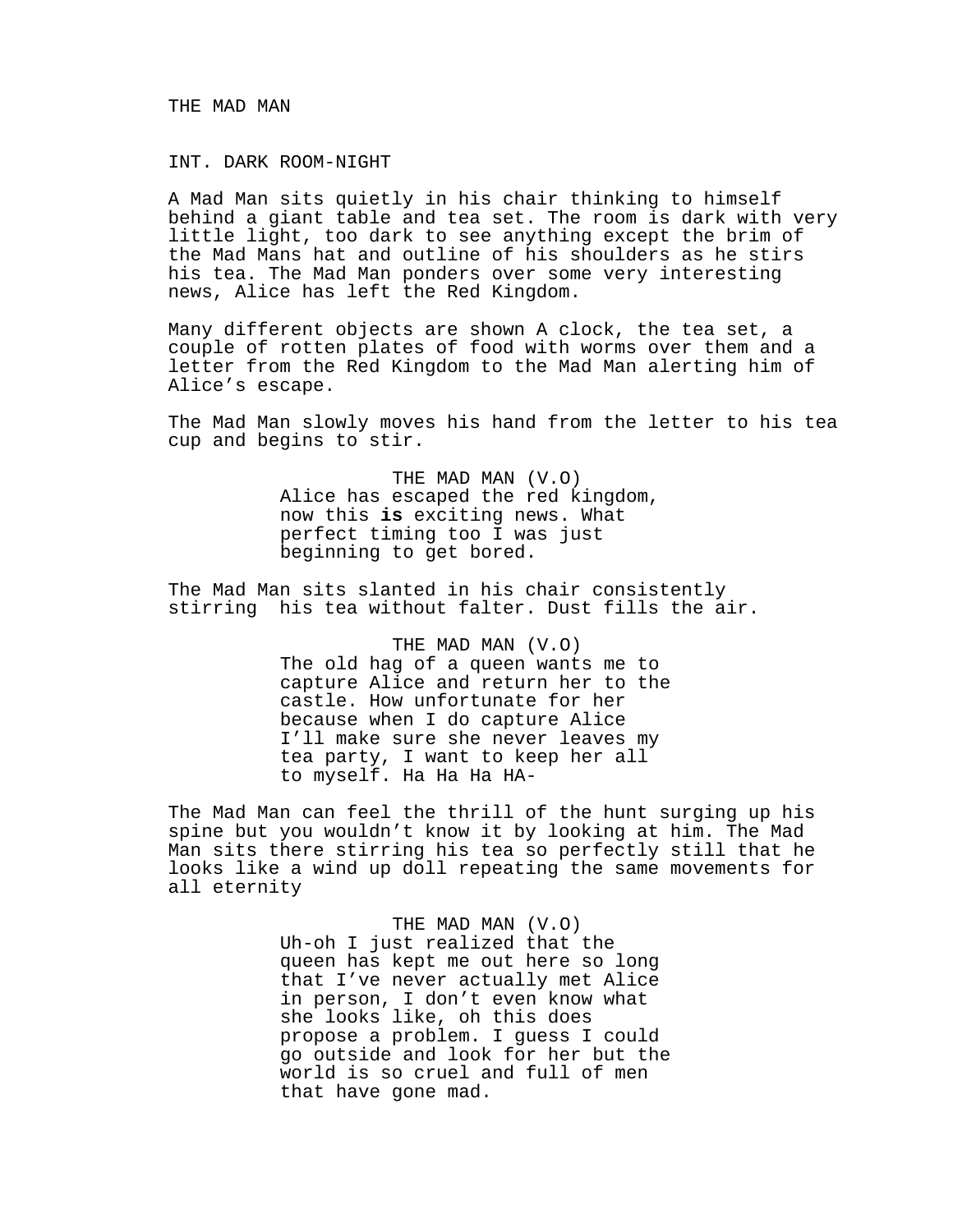THE MAD MAN

INT. DARK ROOM-NIGHT

A Mad Man sits quietly in his chair thinking to himself behind a giant table and tea set. The room is dark with very little light, too dark to see anything except the brim of the Mad Mans hat and outline of his shoulders as he stirs his tea. The Mad Man ponders over some very interesting news, Alice has left the Red Kingdom.

Many different objects are shown A clock, the tea set, a couple of rotten plates of food with worms over them and a letter from the Red Kingdom to the Mad Man alerting him of Alice's escape.

The Mad Man slowly moves his hand from the letter to his tea cup and begins to stir.

THE MAD MAN (V.O)
Alice has escaped the red kingdom, now this **is** exciting news. What perfect timing too I was just beginning to get bored.

The Mad Man sits slanted in his chair consistently stirring his tea without falter. Dust fills the air.

THE MAD MAN (V.O)
The old hag of a queen wants me to capture Alice and return her to the castle. How unfortunate for her because when I do capture Alice I'll make sure she never leaves my tea party, I want to keep her all to myself. Ha Ha Ha HA-

The Mad Man can feel the thrill of the hunt surging up his spine but you wouldn't know it by looking at him. The Mad Man sits there stirring his tea so perfectly still that he looks like a wind up doll repeating the same movements for all eternity

THE MAD MAN (V.O)
Uh-oh I just realized that the queen has kept me out here so long that I've never actually met Alice in person, I don't even know what she looks like, oh this does propose a problem. I guess I could go outside and look for her but the world is so cruel and full of men that have gone mad.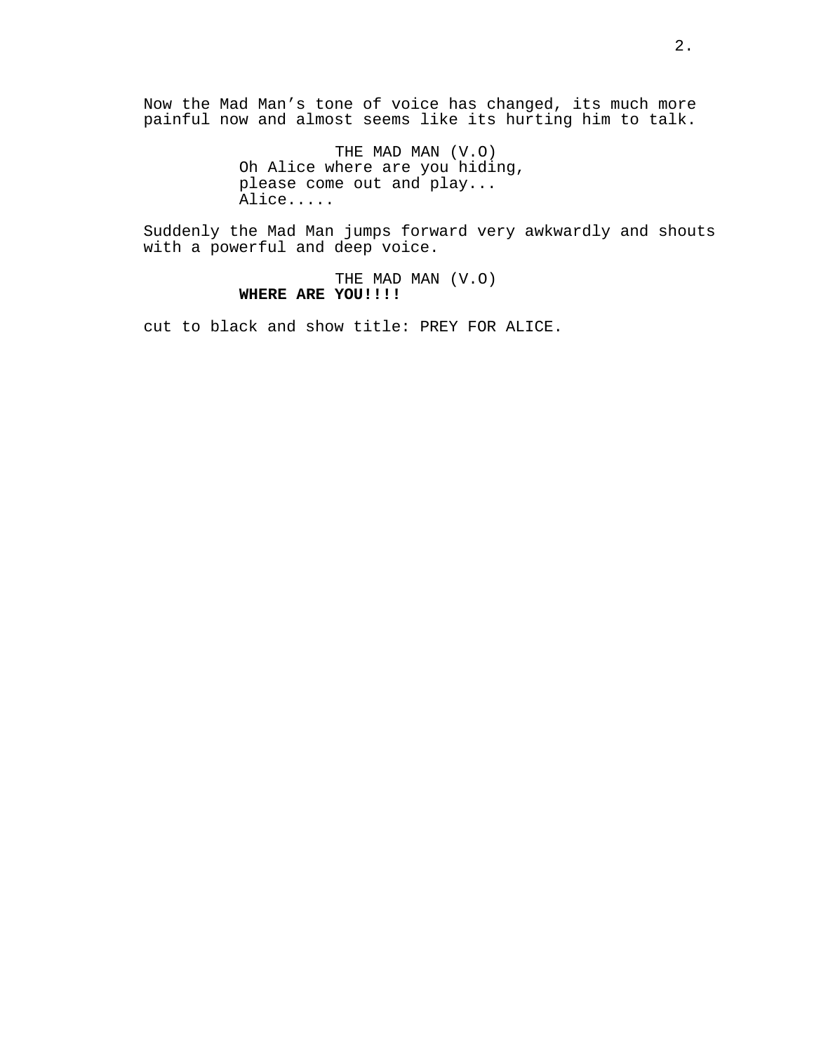Now the Mad Man's tone of voice has changed, its much more painful now and almost seems like its hurting him to talk.

THE MAD MAN (V.O)
Oh Alice where are you hiding, please come out and play... Alice.....

Suddenly the Mad Man jumps forward very awkwardly and shouts with a powerful and deep voice.

THE MAD MAN (V.O)
**WHERE ARE YOU!!!!**

cut to black and show title: PREY FOR ALICE.